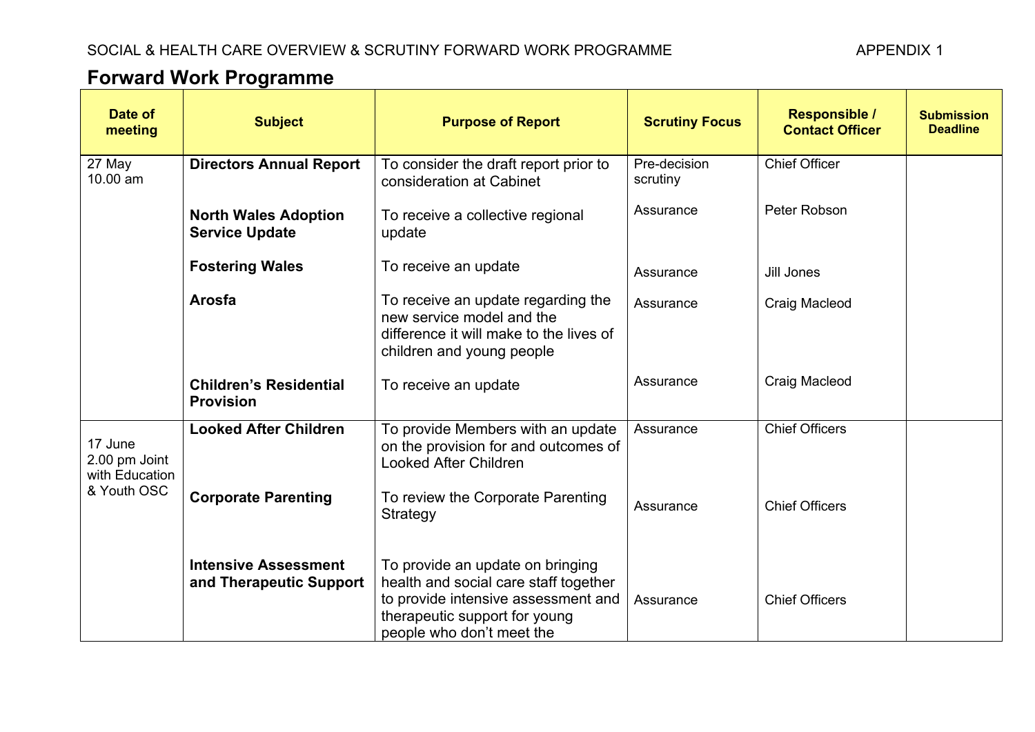SOCIAL & HEALTH CARE OVERVIEW & SCRUTINY FORWARD WORK PROGRAMME APPENDIX 1

# Forward Work Programme

| Date of meeting | Subject | Purpose of Report | Scrutiny Focus | Responsible / Contact Officer | Submission Deadline |
|---|---|---|---|---|---|
| 27 May 10.00 am | **Directors Annual Report** | To consider the draft report prior to consideration at Cabinet | Pre-decision scrutiny | Chief Officer | |
| | **North Wales Adoption Service Update** | To receive a collective regional update | Assurance | Peter Robson | |
| | **Fostering Wales** | To receive an update | Assurance | Jill Jones | |
| | **Arosfa** | To receive an update regarding the new service model and the difference it will make to the lives of children and young people | Assurance | Craig Macleod | |
| | **Children's Residential Provision** | To receive an update | Assurance | Craig Macleod | |
| 17 June 2.00 pm Joint with Education & Youth OSC | **Looked After Children** | To provide Members with an update on the provision for and outcomes of Looked After Children | Assurance | Chief Officers | |
| | **Corporate Parenting** | To review the Corporate Parenting Strategy | Assurance | Chief Officers | |
| | **Intensive Assessment and Therapeutic Support** | To provide an update on bringing health and social care staff together to provide intensive assessment and therapeutic support for young people who don't meet the | Assurance | Chief Officers | |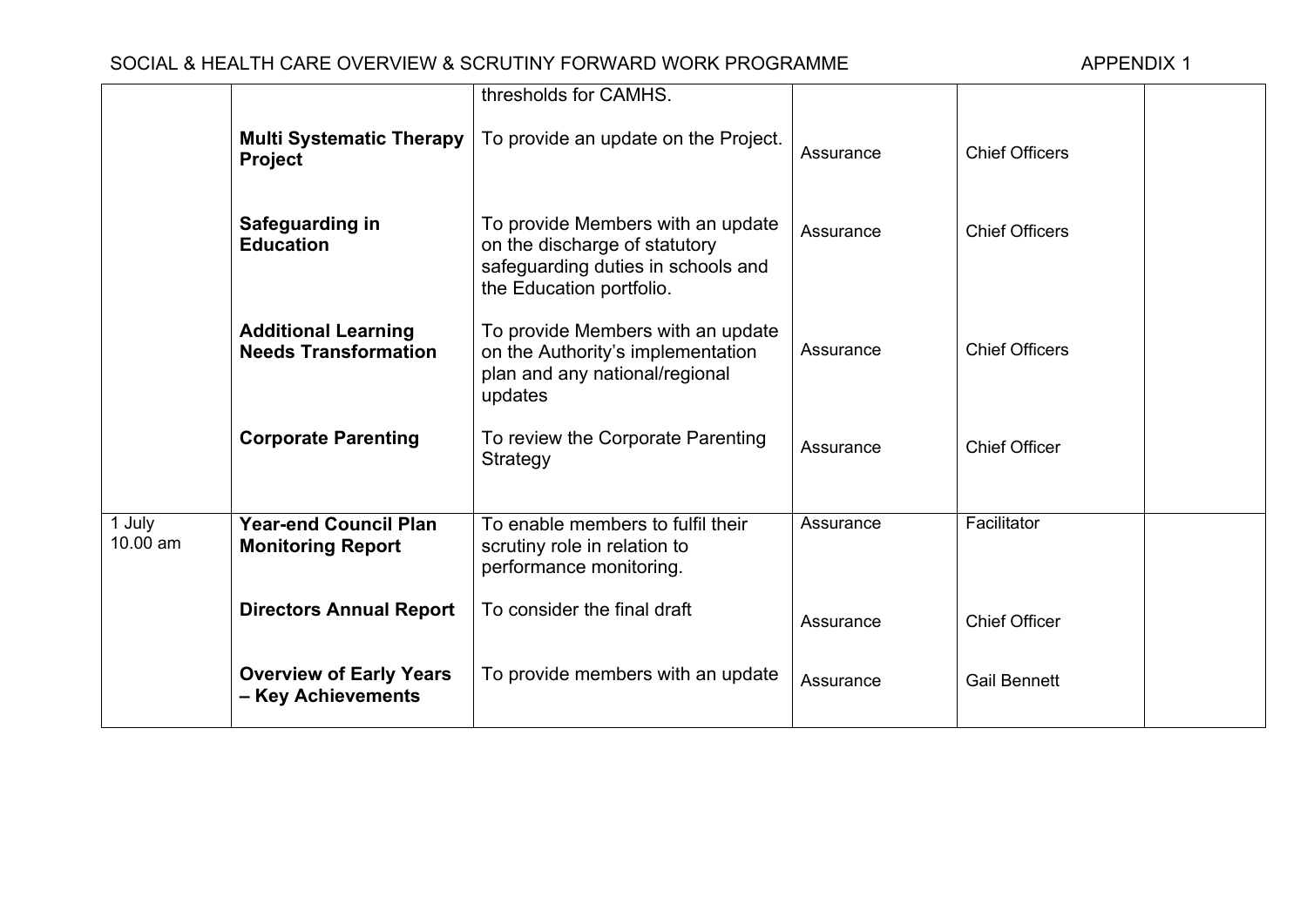| | | thresholds for CAMHS. | | | |
|---|---|---|---|---|---|
| | **Multi Systematic Therapy Project** | To provide an update on the Project. | Assurance | Chief Officers | |
| | **Safeguarding in Education** | To provide Members with an update on the discharge of statutory safeguarding duties in schools and the Education portfolio. | Assurance | Chief Officers | |
| | **Additional Learning Needs Transformation** | To provide Members with an update on the Authority's implementation plan and any national/regional updates | Assurance | Chief Officers | |
| | **Corporate Parenting** | To review the Corporate Parenting Strategy | Assurance | Chief Officer | |
| 1 July 10.00 am | **Year-end Council Plan Monitoring Report** | To enable members to fulfil their scrutiny role in relation to performance monitoring. | Assurance | Facilitator | |
| | **Directors Annual Report** | To consider the final draft | Assurance | Chief Officer | |
| | **Overview of Early Years – Key Achievements** | To provide members with an update | Assurance | Gail Bennett | |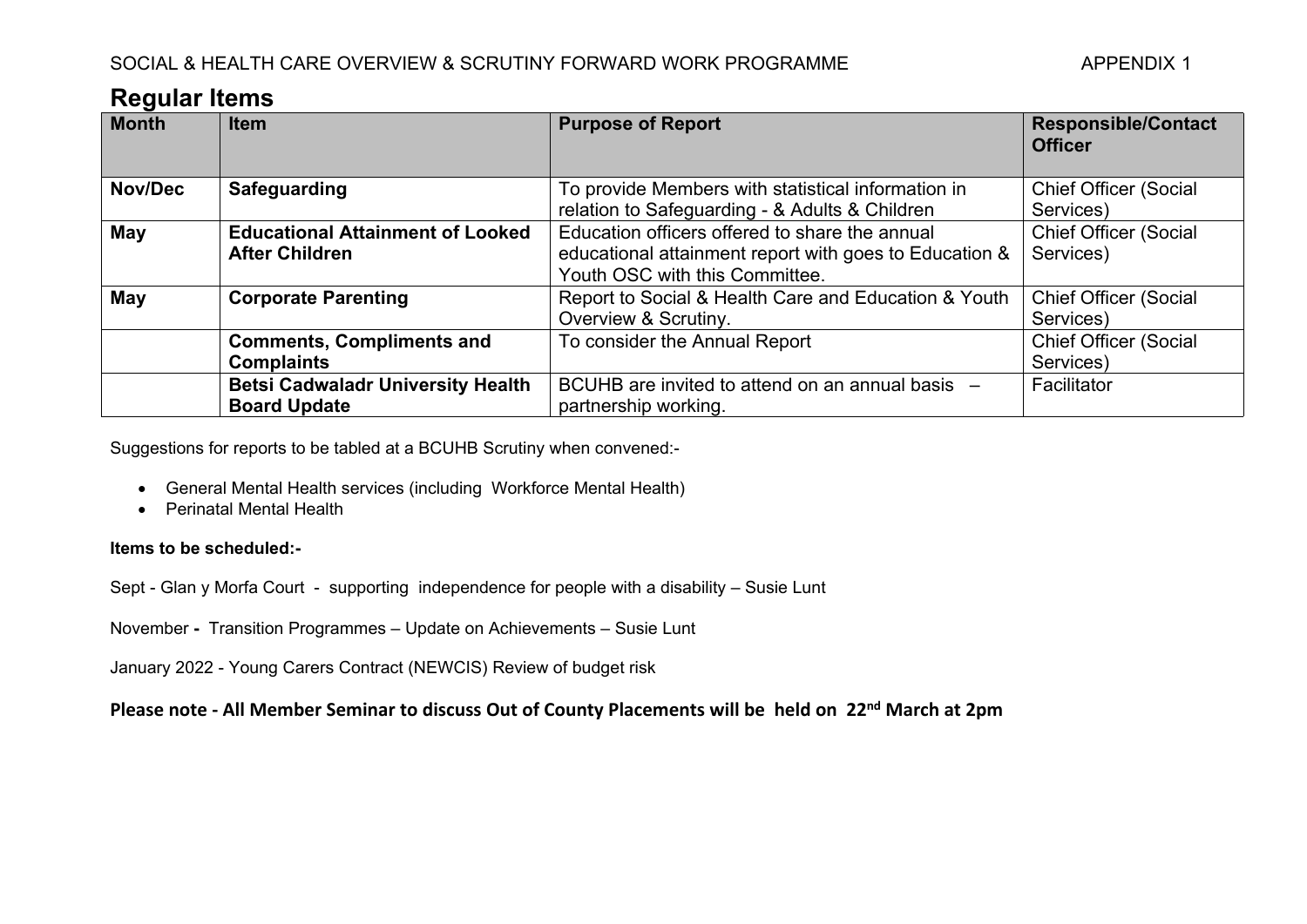SOCIAL & HEALTH CARE OVERVIEW & SCRUTINY FORWARD WORK PROGRAMME APPENDIX 1

## Regular Items

| Month | Item | Purpose of Report | Responsible/Contact Officer |
|---|---|---|---|
| **Nov/Dec** | **Safeguarding** | To provide Members with statistical information in relation to Safeguarding - & Adults & Children | Chief Officer (Social Services) |
| **May** | **Educational Attainment of Looked After Children** | Education officers offered to share the annual educational attainment report with goes to Education & Youth OSC with this Committee. | Chief Officer (Social Services) |
| **May** | **Corporate Parenting** | Report to Social & Health Care and Education & Youth Overview & Scrutiny. | Chief Officer (Social Services) |
| | **Comments, Compliments and Complaints** | To consider the Annual Report | Chief Officer (Social Services) |
| | **Betsi Cadwaladr University Health Board Update** | BCUHB are invited to attend on an annual basis – partnership working. | Facilitator |

Suggestions for reports to be tabled at a BCUHB Scrutiny when convened:-

- General Mental Health services (including Workforce Mental Health)
- Perinatal Mental Health

**Items to be scheduled:-**

Sept - Glan y Morfa Court - supporting independence for people with a disability – Susie Lunt

November **-** Transition Programmes – Update on Achievements – Susie Lunt

January 2022 - Young Carers Contract (NEWCIS) Review of budget risk

**Please note - All Member Seminar to discuss Out of County Placements will be held on 22nd March at 2pm**